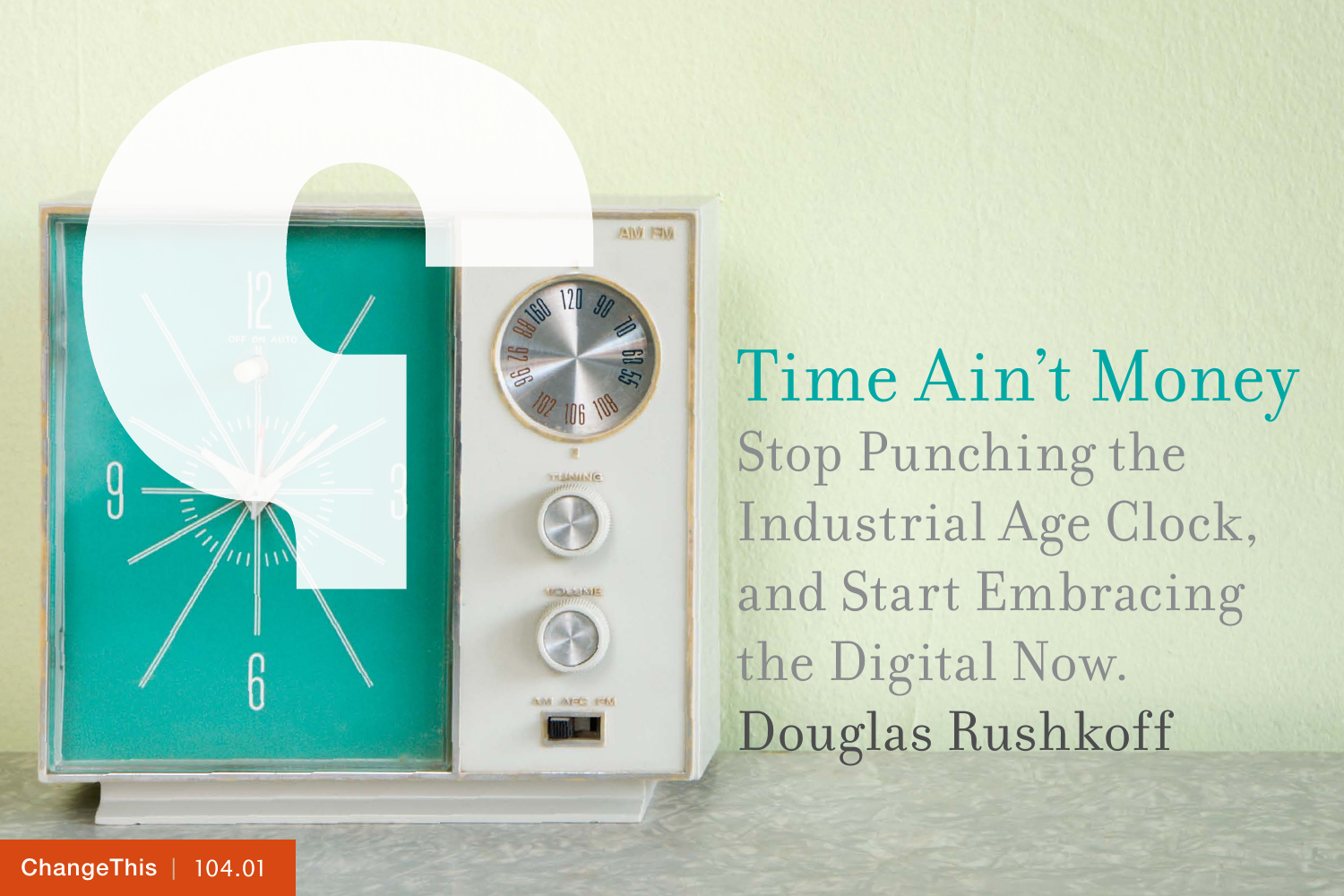# Time Ain't Money

## Stop Punching the Industrial Age Clock, and Start Embracing the Digital Now.

Douglas Rushkoff

ChangeThis | 104.01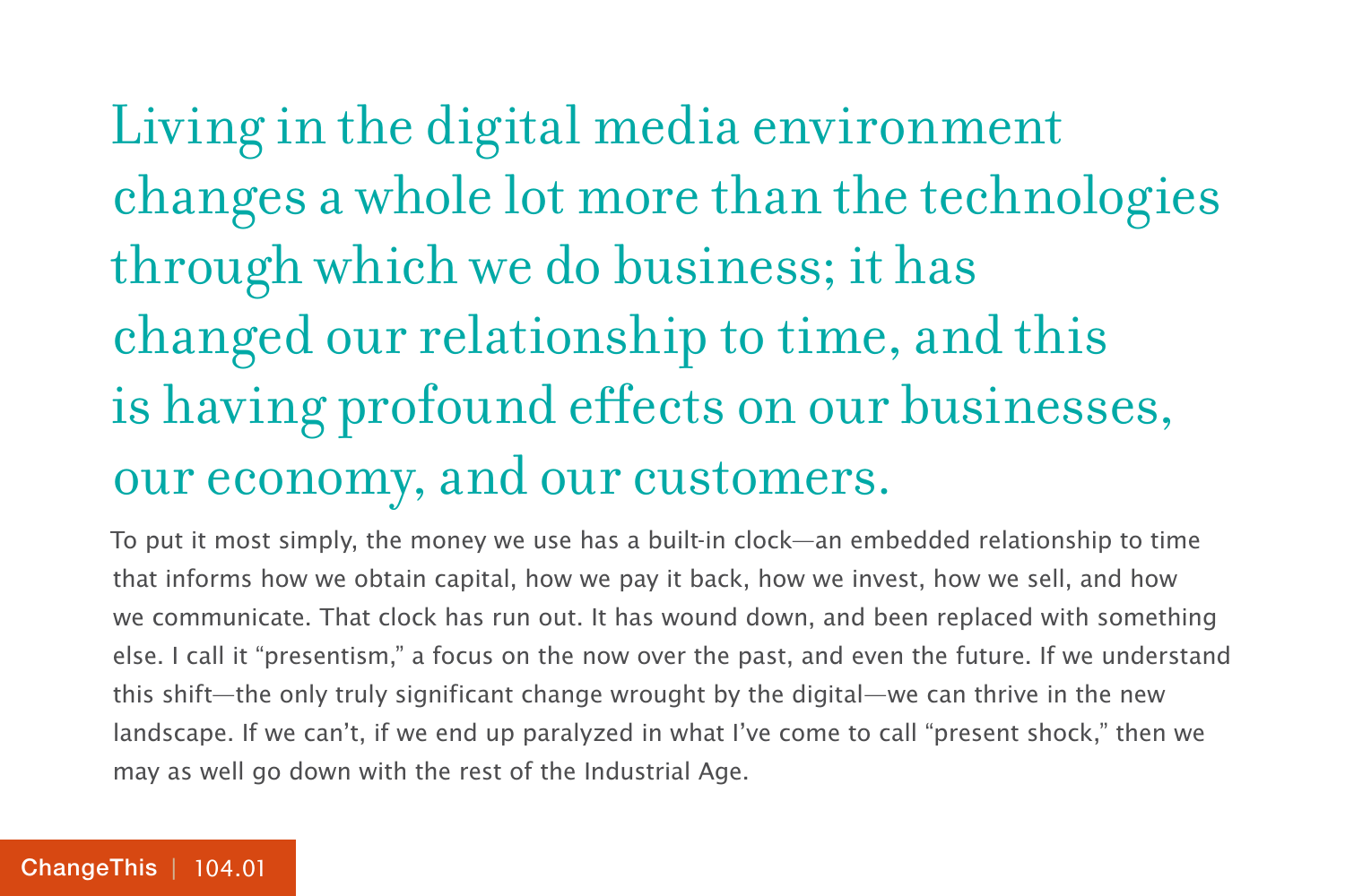## Living in the digital media environment changes a whole lot more than the technologies through which we do business; it has changed our relationship to time, and this is having profound effects on our businesses, our economy, and our customers.

To put it most simply, the money we use has a built-in clock—an embedded relationship to time that informs how we obtain capital, how we pay it back, how we invest, how we sell, and how we communicate. That clock has run out. It has wound down, and been replaced with something else. I call it "presentism," a focus on the now over the past, and even the future. If we understand this shift—the only truly significant change wrought by the digital—we can thrive in the new landscape. If we can't, if we end up paralyzed in what I've come to call "present shock," then we may as well go down with the rest of the Industrial Age.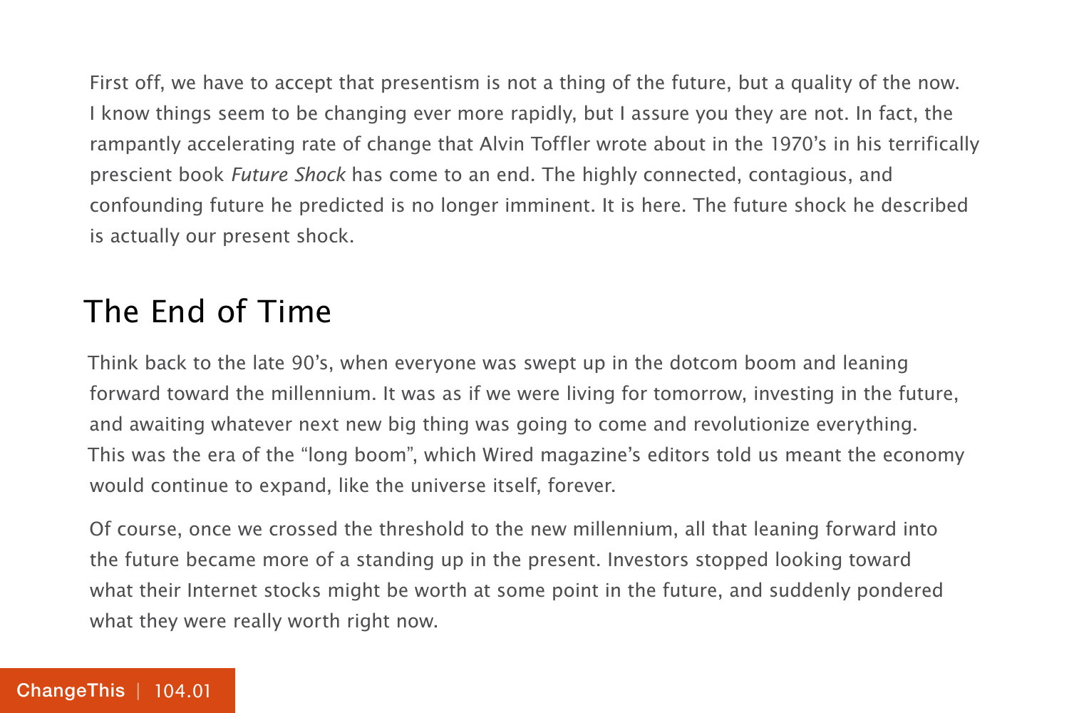First off, we have to accept that presentism is not a thing of the future, but a quality of the now. I know things seem to be changing ever more rapidly, but I assure you they are not. In fact, the rampantly accelerating rate of change that Alvin Toffler wrote about in the 1970's in his terrifically prescient book *Future Shock* has come to an end. The highly connected, contagious, and confounding future he predicted is no longer imminent. It is here. The future shock he described is actually our present shock.

## The End of Time

Think back to the late 90's, when everyone was swept up in the dotcom boom and leaning forward toward the millennium. It was as if we were living for tomorrow, investing in the future, and awaiting whatever next new big thing was going to come and revolutionize everything. This was the era of the "long boom", which Wired magazine's editors told us meant the economy would continue to expand, like the universe itself, forever.

Of course, once we crossed the threshold to the new millennium, all that leaning forward into the future became more of a standing up in the present. Investors stopped looking toward what their Internet stocks might be worth at some point in the future, and suddenly pondered what they were really worth right now.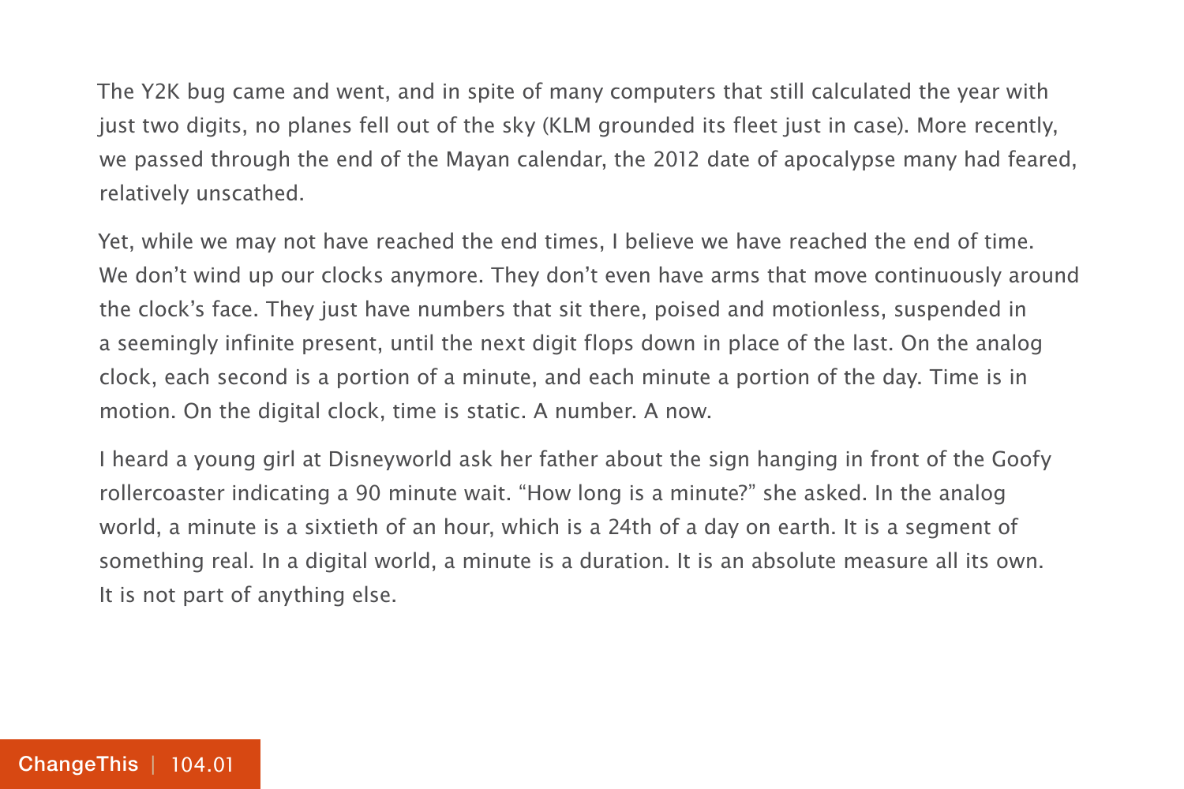The Y2K bug came and went, and in spite of many computers that still calculated the year with just two digits, no planes fell out of the sky (KLM grounded its fleet just in case). More recently, we passed through the end of the Mayan calendar, the 2012 date of apocalypse many had feared, relatively unscathed.

Yet, while we may not have reached the end times, I believe we have reached the end of time. We don't wind up our clocks anymore. They don't even have arms that move continuously around the clock's face. They just have numbers that sit there, poised and motionless, suspended in a seemingly infinite present, until the next digit flops down in place of the last. On the analog clock, each second is a portion of a minute, and each minute a portion of the day. Time is in motion. On the digital clock, time is static. A number. A now.

I heard a young girl at Disneyworld ask her father about the sign hanging in front of the Goofy rollercoaster indicating a 90 minute wait. "How long is a minute?" she asked. In the analog world, a minute is a sixtieth of an hour, which is a 24th of a day on earth. It is a segment of something real. In a digital world, a minute is a duration. It is an absolute measure all its own. It is not part of anything else.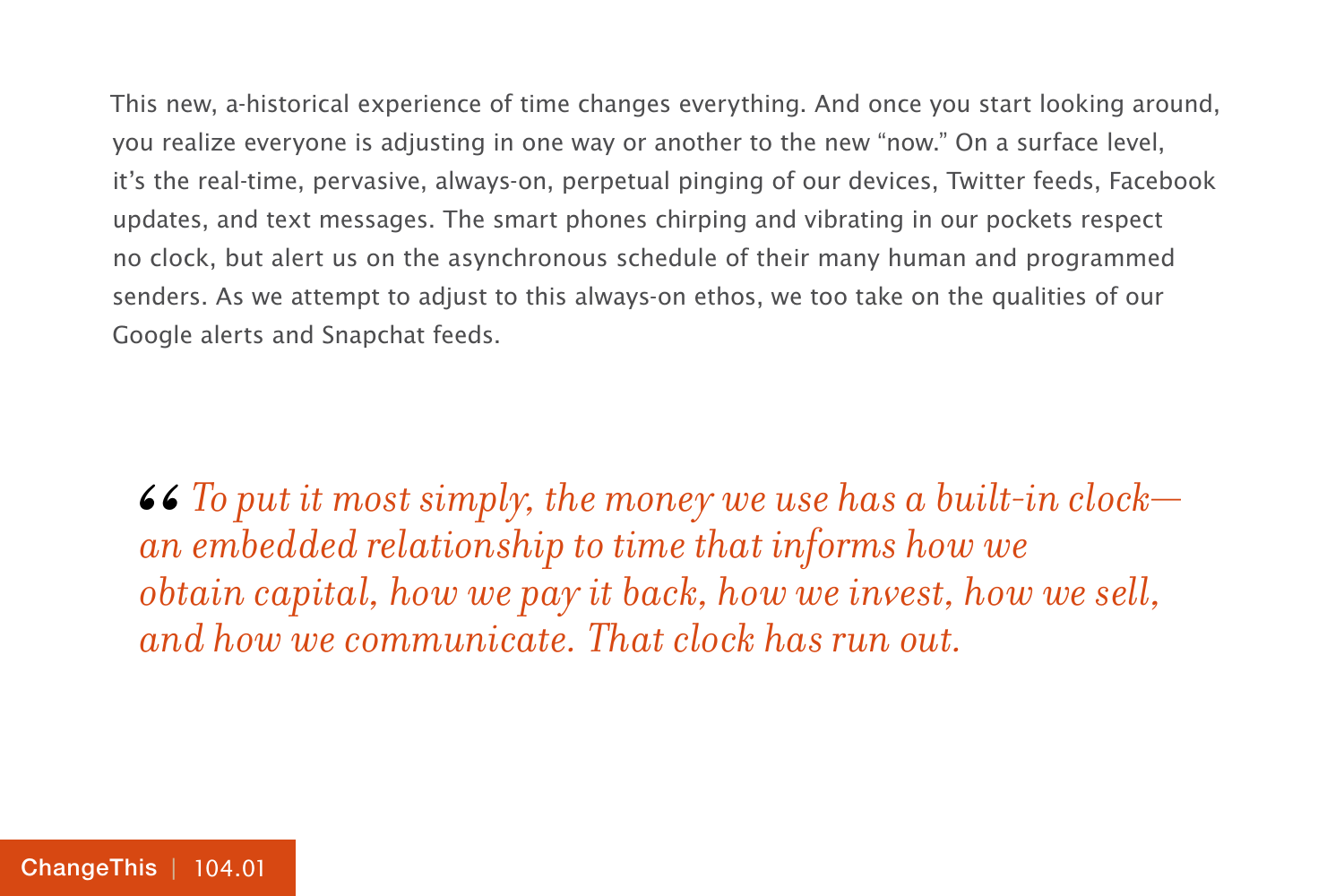This new, a-historical experience of time changes everything. And once you start looking around, you realize everyone is adjusting in one way or another to the new "now." On a surface level, it's the real-time, pervasive, always-on, perpetual pinging of our devices, Twitter feeds, Facebook updates, and text messages. The smart phones chirping and vibrating in our pockets respect no clock, but alert us on the asynchronous schedule of their many human and programmed senders. As we attempt to adjust to this always-on ethos, we too take on the qualities of our Google alerts and Snapchat feeds.

> *"To put it most simply, the money we use has a built-in clock—an embedded relationship to time that informs how we obtain capital, how we pay it back, how we invest, how we sell, and how we communicate. That clock has run out.*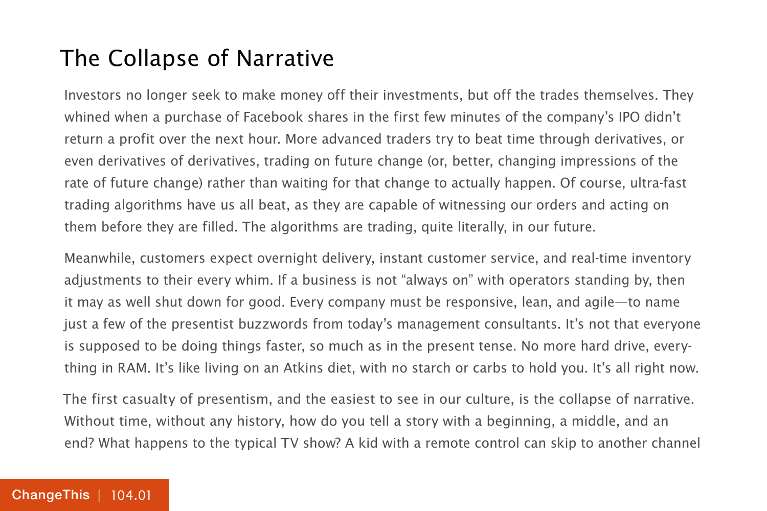# The Collapse of Narrative

Investors no longer seek to make money off their investments, but off the trades themselves. They whined when a purchase of Facebook shares in the first few minutes of the company's IPO didn't return a profit over the next hour. More advanced traders try to beat time through derivatives, or even derivatives of derivatives, trading on future change (or, better, changing impressions of the rate of future change) rather than waiting for that change to actually happen. Of course, ultra-fast trading algorithms have us all beat, as they are capable of witnessing our orders and acting on them before they are filled. The algorithms are trading, quite literally, in our future.

Meanwhile, customers expect overnight delivery, instant customer service, and real-time inventory adjustments to their every whim. If a business is not "always on" with operators standing by, then it may as well shut down for good. Every company must be responsive, lean, and agile—to name just a few of the presentist buzzwords from today's management consultants. It's not that everyone is supposed to be doing things faster, so much as in the present tense. No more hard drive, everything in RAM. It's like living on an Atkins diet, with no starch or carbs to hold you. It's all right now.

The first casualty of presentism, and the easiest to see in our culture, is the collapse of narrative. Without time, without any history, how do you tell a story with a beginning, a middle, and an end? What happens to the typical TV show? A kid with a remote control can skip to another channel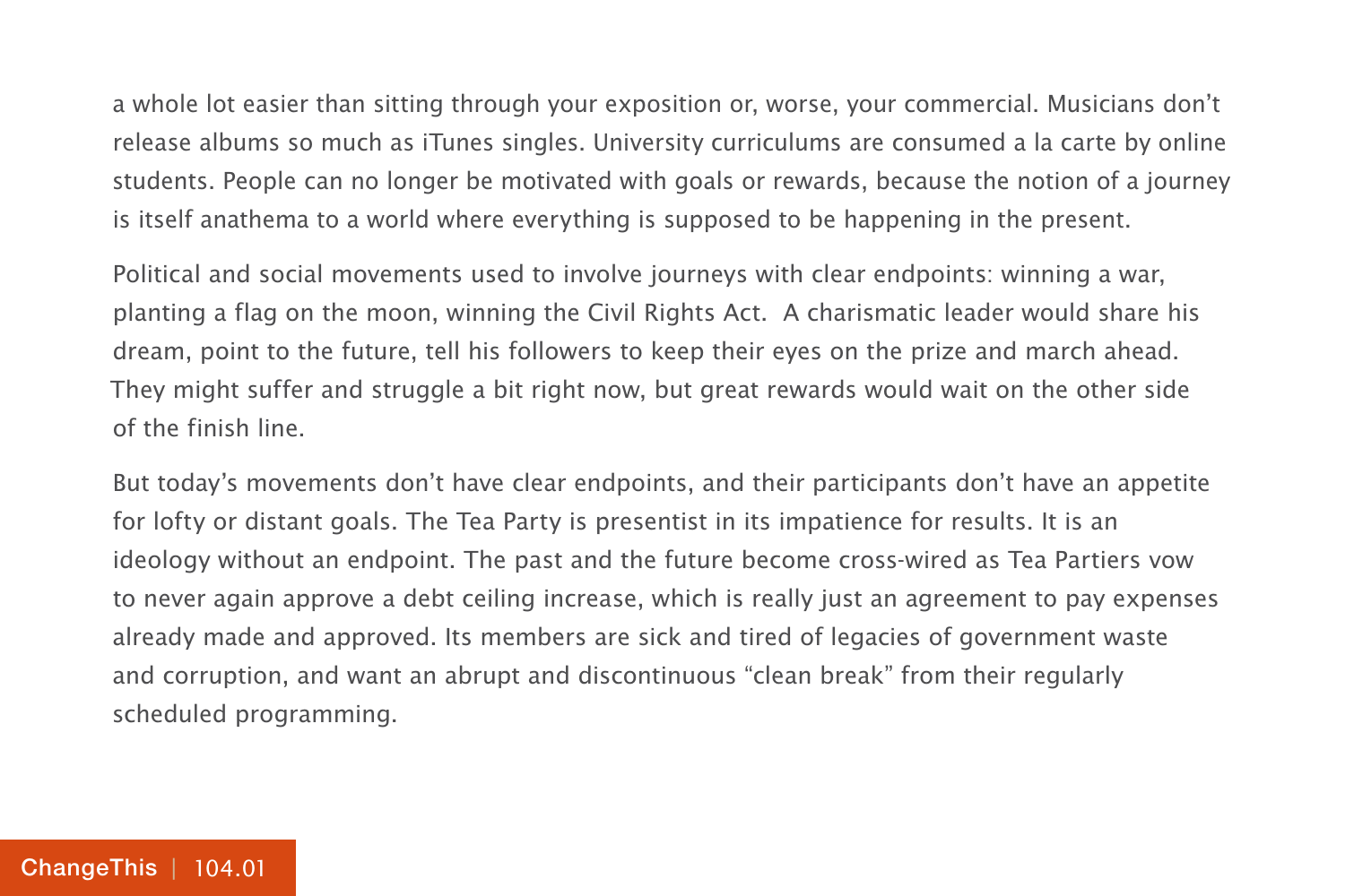a whole lot easier than sitting through your exposition or, worse, your commercial. Musicians don't release albums so much as iTunes singles. University curriculums are consumed a la carte by online students. People can no longer be motivated with goals or rewards, because the notion of a journey is itself anathema to a world where everything is supposed to be happening in the present.

Political and social movements used to involve journeys with clear endpoints: winning a war, planting a flag on the moon, winning the Civil Rights Act. A charismatic leader would share his dream, point to the future, tell his followers to keep their eyes on the prize and march ahead. They might suffer and struggle a bit right now, but great rewards would wait on the other side of the finish line.

But today's movements don't have clear endpoints, and their participants don't have an appetite for lofty or distant goals. The Tea Party is presentist in its impatience for results. It is an ideology without an endpoint. The past and the future become cross-wired as Tea Partiers vow to never again approve a debt ceiling increase, which is really just an agreement to pay expenses already made and approved. Its members are sick and tired of legacies of government waste and corruption, and want an abrupt and discontinuous "clean break" from their regularly scheduled programming.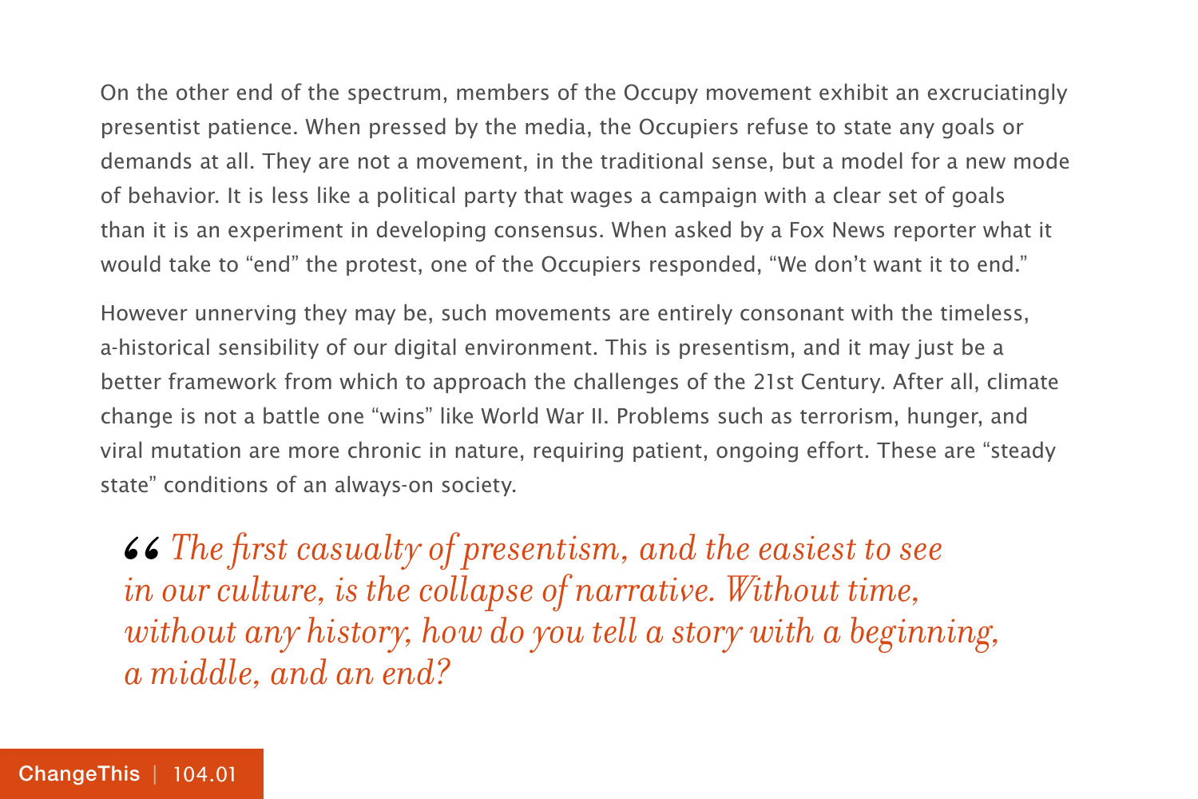On the other end of the spectrum, members of the Occupy movement exhibit an excruciatingly presentist patience. When pressed by the media, the Occupiers refuse to state any goals or demands at all. They are not a movement, in the traditional sense, but a model for a new mode of behavior. It is less like a political party that wages a campaign with a clear set of goals than it is an experiment in developing consensus. When asked by a Fox News reporter what it would take to "end" the protest, one of the Occupiers responded, "We don't want it to end."

However unnerving they may be, such movements are entirely consonant with the timeless, a-historical sensibility of our digital environment. This is presentism, and it may just be a better framework from which to approach the challenges of the 21st Century. After all, climate change is not a battle one "wins" like World War II. Problems such as terrorism, hunger, and viral mutation are more chronic in nature, requiring patient, ongoing effort. These are "steady state" conditions of an always-on society.

> *"The first casualty of presentism, and the easiest to see in our culture, is the collapse of narrative. Without time, without any history, how do you tell a story with a beginning, a middle, and an end?*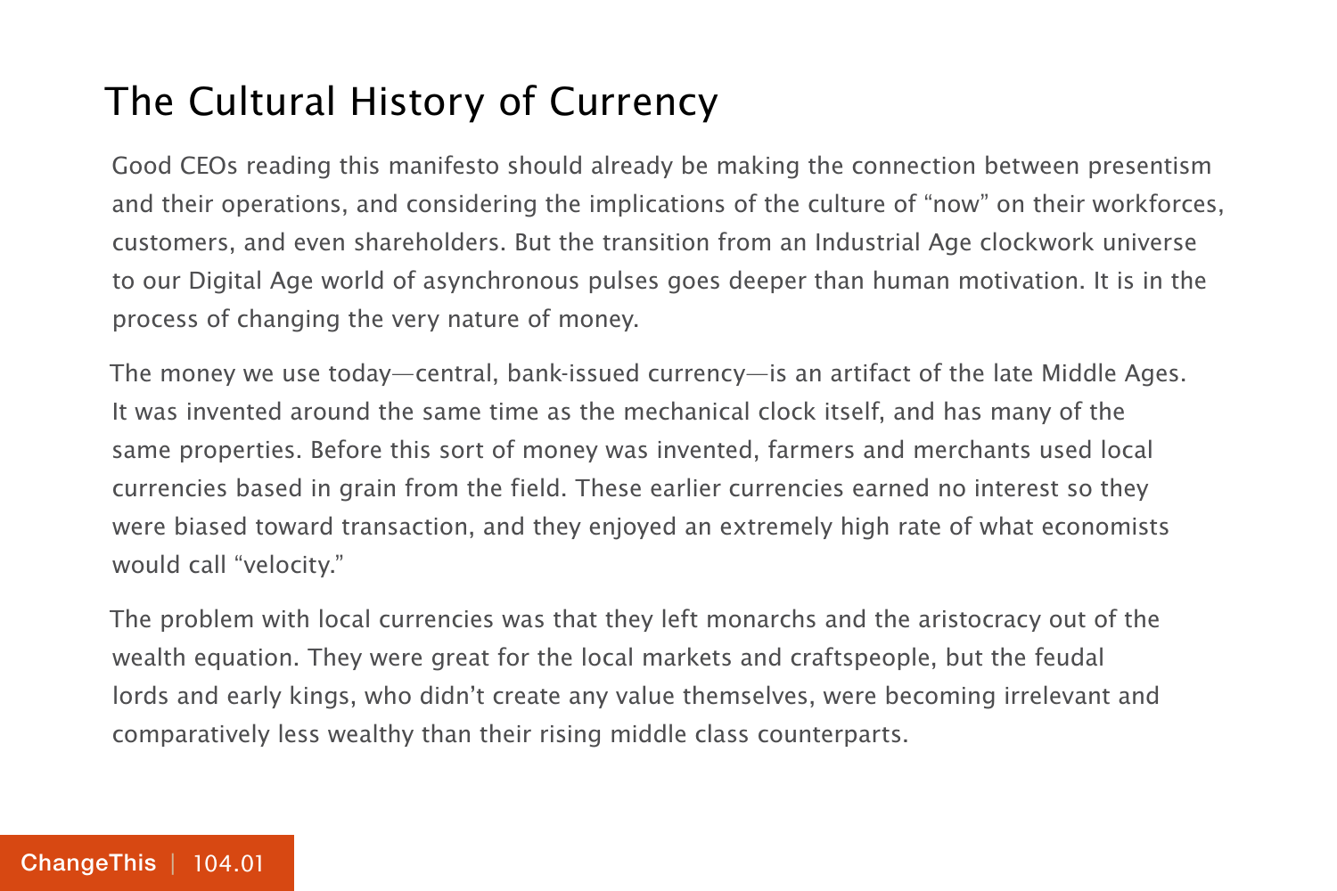# The Cultural History of Currency

Good CEOs reading this manifesto should already be making the connection between presentism and their operations, and considering the implications of the culture of "now" on their workforces, customers, and even shareholders. But the transition from an Industrial Age clockwork universe to our Digital Age world of asynchronous pulses goes deeper than human motivation. It is in the process of changing the very nature of money.

The money we use today—central, bank-issued currency—is an artifact of the late Middle Ages. It was invented around the same time as the mechanical clock itself, and has many of the same properties. Before this sort of money was invented, farmers and merchants used local currencies based in grain from the field. These earlier currencies earned no interest so they were biased toward transaction, and they enjoyed an extremely high rate of what economists would call "velocity."

The problem with local currencies was that they left monarchs and the aristocracy out of the wealth equation. They were great for the local markets and craftspeople, but the feudal lords and early kings, who didn't create any value themselves, were becoming irrelevant and comparatively less wealthy than their rising middle class counterparts.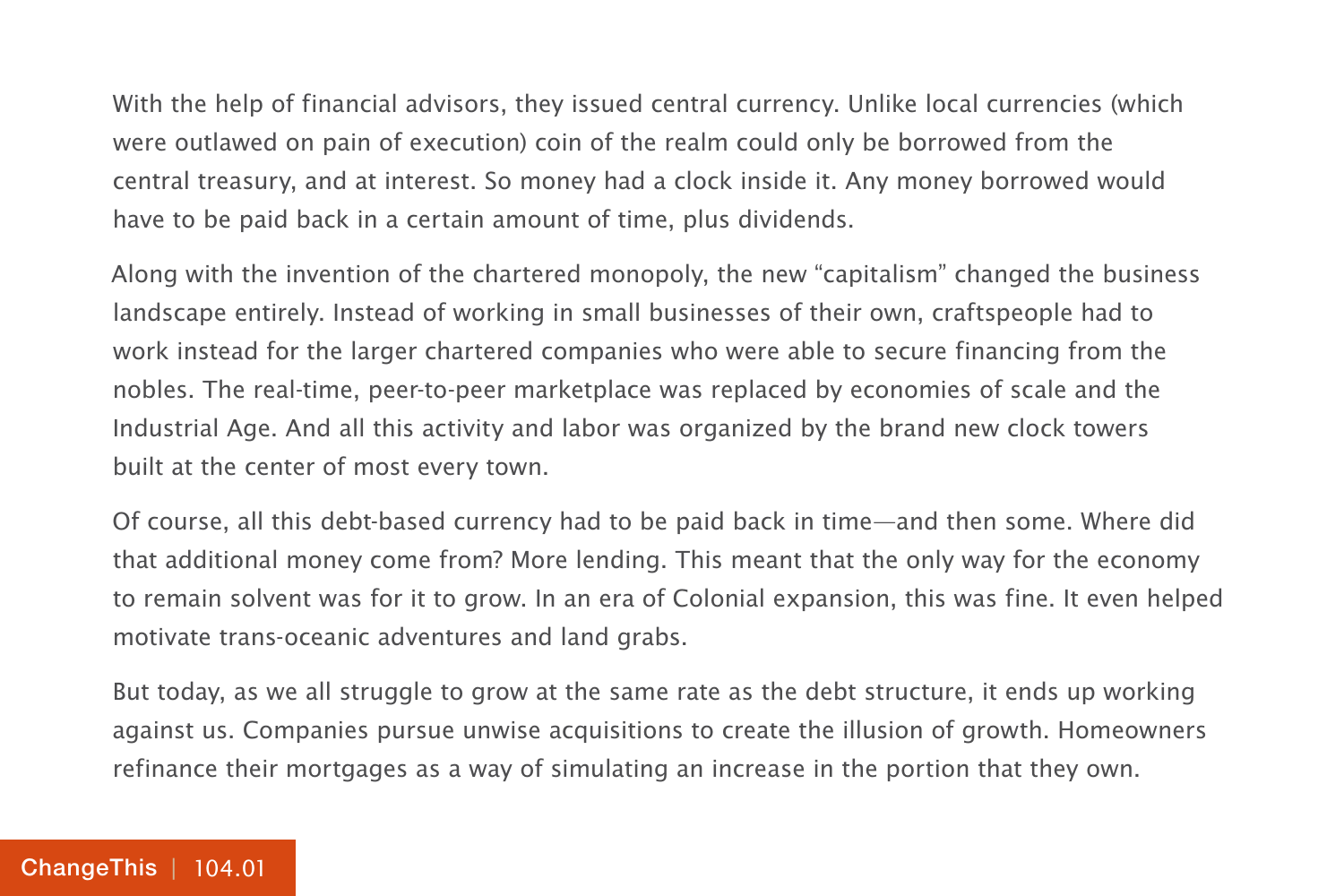With the help of financial advisors, they issued central currency. Unlike local currencies (which were outlawed on pain of execution) coin of the realm could only be borrowed from the central treasury, and at interest. So money had a clock inside it. Any money borrowed would have to be paid back in a certain amount of time, plus dividends.

Along with the invention of the chartered monopoly, the new "capitalism" changed the business landscape entirely. Instead of working in small businesses of their own, craftspeople had to work instead for the larger chartered companies who were able to secure financing from the nobles. The real-time, peer-to-peer marketplace was replaced by economies of scale and the Industrial Age. And all this activity and labor was organized by the brand new clock towers built at the center of most every town.

Of course, all this debt-based currency had to be paid back in time—and then some. Where did that additional money come from? More lending. This meant that the only way for the economy to remain solvent was for it to grow. In an era of Colonial expansion, this was fine. It even helped motivate trans-oceanic adventures and land grabs.

But today, as we all struggle to grow at the same rate as the debt structure, it ends up working against us. Companies pursue unwise acquisitions to create the illusion of growth. Homeowners refinance their mortgages as a way of simulating an increase in the portion that they own.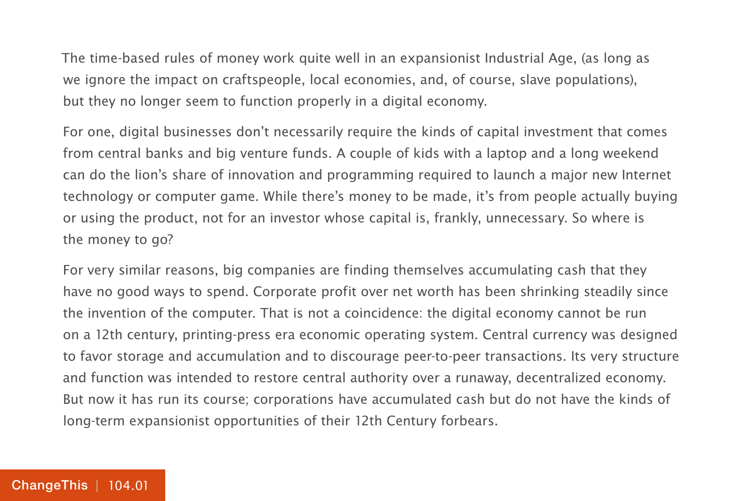The time-based rules of money work quite well in an expansionist Industrial Age, (as long as we ignore the impact on craftspeople, local economies, and, of course, slave populations), but they no longer seem to function properly in a digital economy.

For one, digital businesses don't necessarily require the kinds of capital investment that comes from central banks and big venture funds. A couple of kids with a laptop and a long weekend can do the lion's share of innovation and programming required to launch a major new Internet technology or computer game. While there's money to be made, it's from people actually buying or using the product, not for an investor whose capital is, frankly, unnecessary. So where is the money to go?

For very similar reasons, big companies are finding themselves accumulating cash that they have no good ways to spend. Corporate profit over net worth has been shrinking steadily since the invention of the computer. That is not a coincidence: the digital economy cannot be run on a 12th century, printing-press era economic operating system. Central currency was designed to favor storage and accumulation and to discourage peer-to-peer transactions. Its very structure and function was intended to restore central authority over a runaway, decentralized economy. But now it has run its course; corporations have accumulated cash but do not have the kinds of long-term expansionist opportunities of their 12th Century forbears.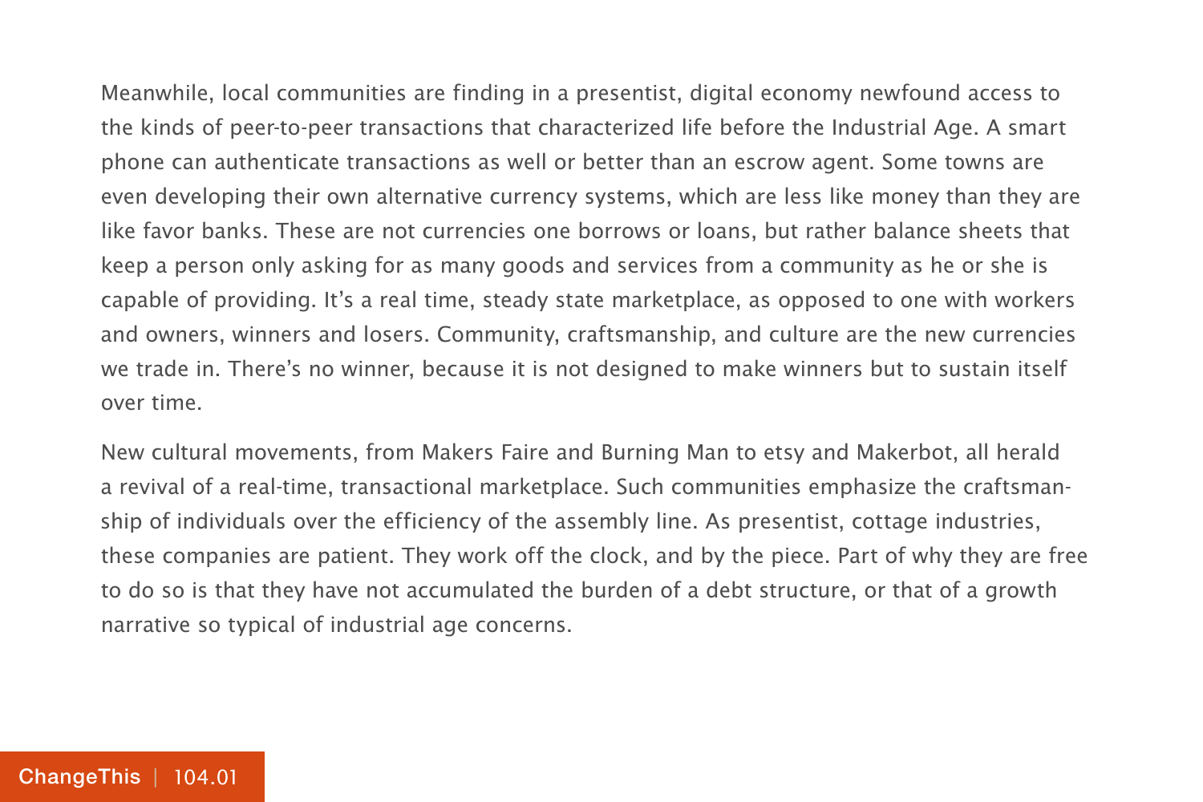Meanwhile, local communities are finding in a presentist, digital economy newfound access to the kinds of peer-to-peer transactions that characterized life before the Industrial Age. A smart phone can authenticate transactions as well or better than an escrow agent. Some towns are even developing their own alternative currency systems, which are less like money than they are like favor banks. These are not currencies one borrows or loans, but rather balance sheets that keep a person only asking for as many goods and services from a community as he or she is capable of providing. It's a real time, steady state marketplace, as opposed to one with workers and owners, winners and losers. Community, craftsmanship, and culture are the new currencies we trade in. There's no winner, because it is not designed to make winners but to sustain itself over time.

New cultural movements, from Makers Faire and Burning Man to etsy and Makerbot, all herald a revival of a real-time, transactional marketplace. Such communities emphasize the craftsmanship of individuals over the efficiency of the assembly line. As presentist, cottage industries, these companies are patient. They work off the clock, and by the piece. Part of why they are free to do so is that they have not accumulated the burden of a debt structure, or that of a growth narrative so typical of industrial age concerns.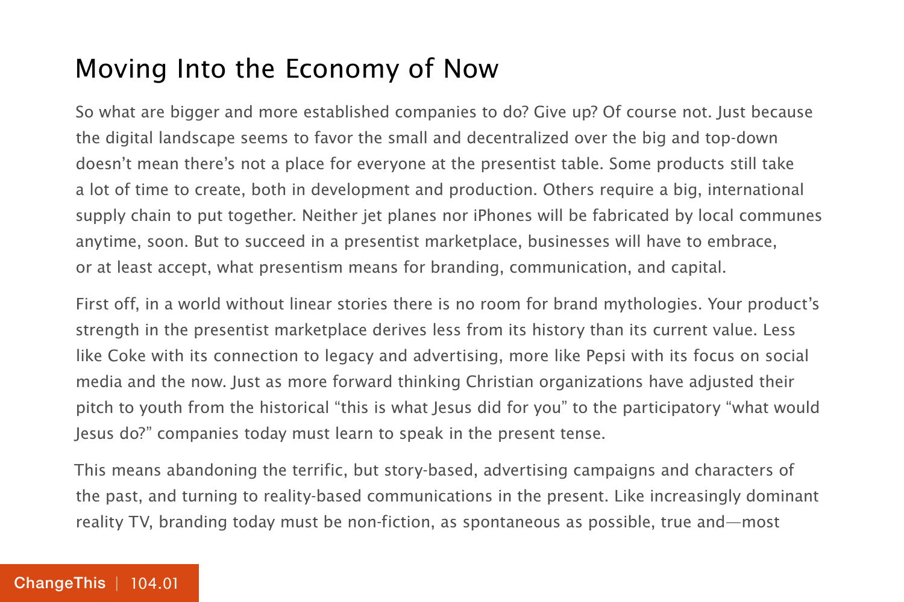## Moving Into the Economy of Now

So what are bigger and more established companies to do? Give up? Of course not. Just because the digital landscape seems to favor the small and decentralized over the big and top-down doesn't mean there's not a place for everyone at the presentist table. Some products still take a lot of time to create, both in development and production. Others require a big, international supply chain to put together. Neither jet planes nor iPhones will be fabricated by local communes anytime, soon. But to succeed in a presentist marketplace, businesses will have to embrace, or at least accept, what presentism means for branding, communication, and capital.

First off, in a world without linear stories there is no room for brand mythologies. Your product's strength in the presentist marketplace derives less from its history than its current value. Less like Coke with its connection to legacy and advertising, more like Pepsi with its focus on social media and the now. Just as more forward thinking Christian organizations have adjusted their pitch to youth from the historical "this is what Jesus did for you" to the participatory "what would Jesus do?" companies today must learn to speak in the present tense.

This means abandoning the terrific, but story-based, advertising campaigns and characters of the past, and turning to reality-based communications in the present. Like increasingly dominant reality TV, branding today must be non-fiction, as spontaneous as possible, true and—most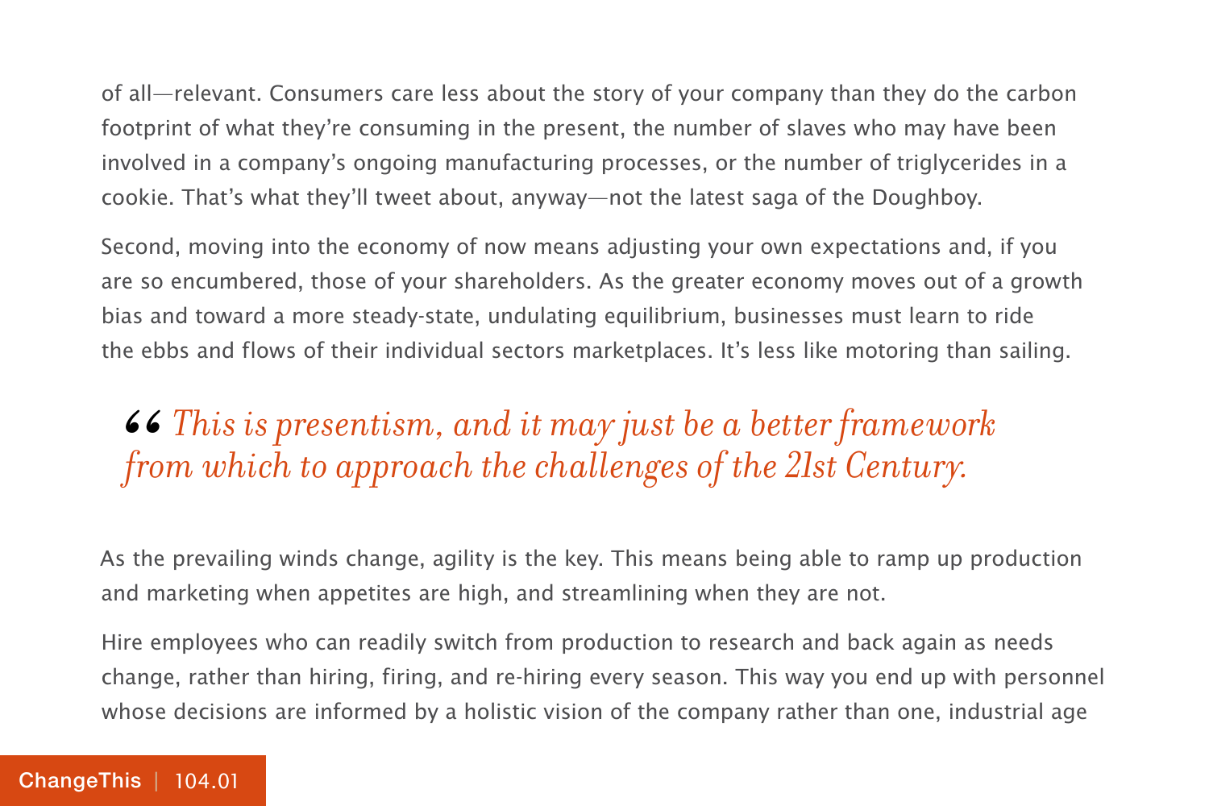of all—relevant. Consumers care less about the story of your company than they do the carbon footprint of what they're consuming in the present, the number of slaves who may have been involved in a company's ongoing manufacturing processes, or the number of triglycerides in a cookie. That's what they'll tweet about, anyway—not the latest saga of the Doughboy.

Second, moving into the economy of now means adjusting your own expectations and, if you are so encumbered, those of your shareholders. As the greater economy moves out of a growth bias and toward a more steady-state, undulating equilibrium, businesses must learn to ride the ebbs and flows of their individual sectors marketplaces. It's less like motoring than sailing.

> *“This is presentism, and it may just be a better framework from which to approach the challenges of the 21st Century.*

As the prevailing winds change, agility is the key. This means being able to ramp up production and marketing when appetites are high, and streamlining when they are not.

Hire employees who can readily switch from production to research and back again as needs change, rather than hiring, firing, and re-hiring every season. This way you end up with personnel whose decisions are informed by a holistic vision of the company rather than one, industrial age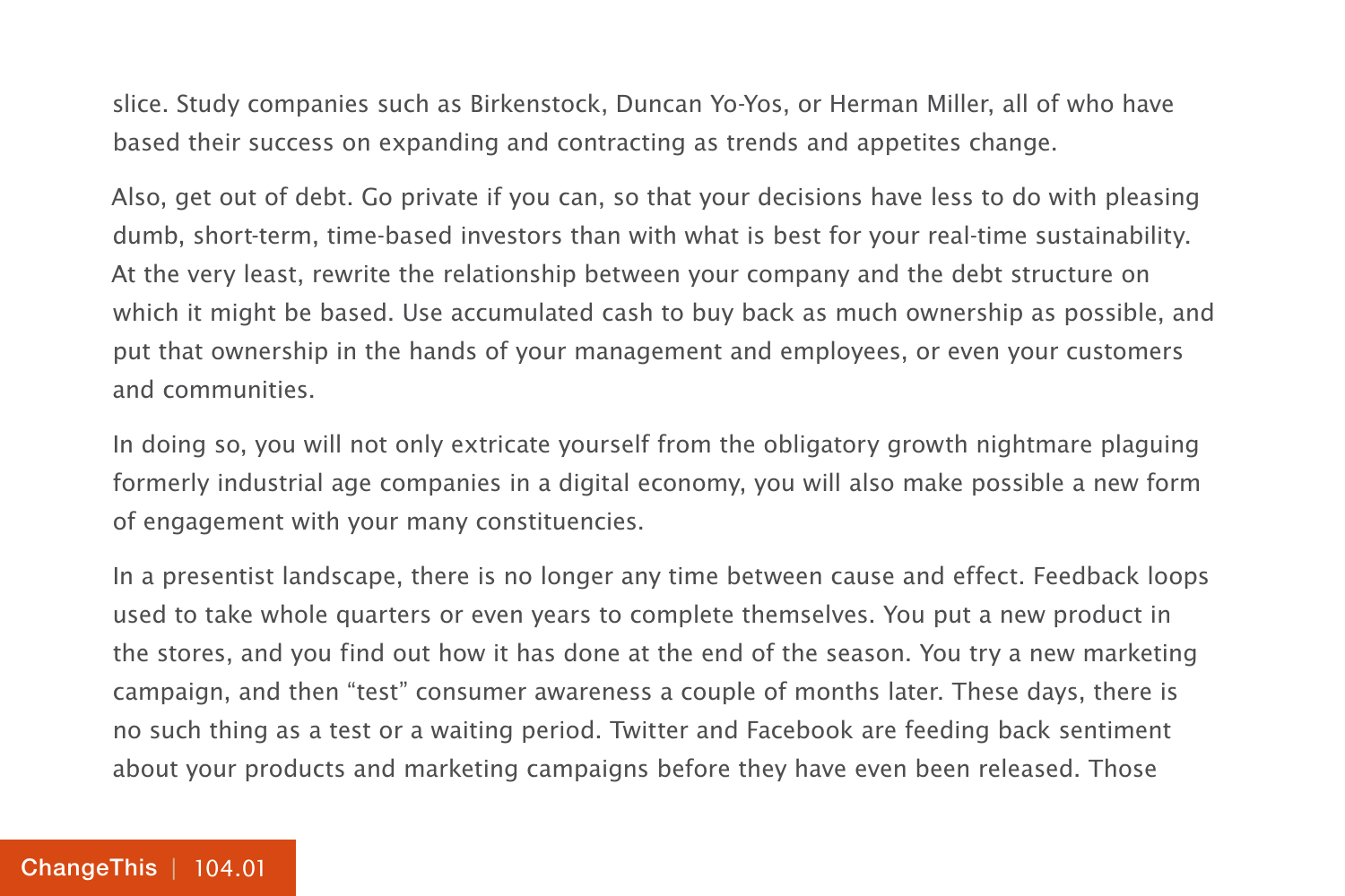slice. Study companies such as Birkenstock, Duncan Yo-Yos, or Herman Miller, all of who have based their success on expanding and contracting as trends and appetites change.

Also, get out of debt. Go private if you can, so that your decisions have less to do with pleasing dumb, short-term, time-based investors than with what is best for your real-time sustainability. At the very least, rewrite the relationship between your company and the debt structure on which it might be based. Use accumulated cash to buy back as much ownership as possible, and put that ownership in the hands of your management and employees, or even your customers and communities.

In doing so, you will not only extricate yourself from the obligatory growth nightmare plaguing formerly industrial age companies in a digital economy, you will also make possible a new form of engagement with your many constituencies.

In a presentist landscape, there is no longer any time between cause and effect. Feedback loops used to take whole quarters or even years to complete themselves. You put a new product in the stores, and you find out how it has done at the end of the season. You try a new marketing campaign, and then "test" consumer awareness a couple of months later. These days, there is no such thing as a test or a waiting period. Twitter and Facebook are feeding back sentiment about your products and marketing campaigns before they have even been released. Those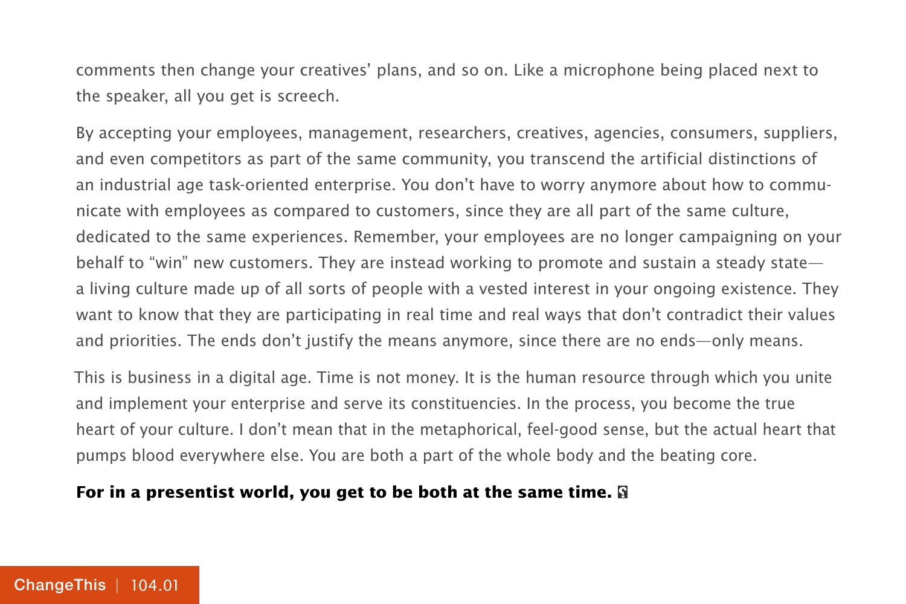comments then change your creatives' plans, and so on. Like a microphone being placed next to the speaker, all you get is screech.

By accepting your employees, management, researchers, creatives, agencies, consumers, suppliers, and even competitors as part of the same community, you transcend the artificial distinctions of an industrial age task-oriented enterprise. You don't have to worry anymore about how to communicate with employees as compared to customers, since they are all part of the same culture, dedicated to the same experiences. Remember, your employees are no longer campaigning on your behalf to "win" new customers. They are instead working to promote and sustain a steady state—a living culture made up of all sorts of people with a vested interest in your ongoing existence. They want to know that they are participating in real time and real ways that don't contradict their values and priorities. The ends don't justify the means anymore, since there are no ends—only means.

This is business in a digital age. Time is not money. It is the human resource through which you unite and implement your enterprise and serve its constituencies. In the process, you become the true heart of your culture. I don't mean that in the metaphorical, feel-good sense, but the actual heart that pumps blood everywhere else. You are both a part of the whole body and the beating core.

**For in a presentist world, you get to be both at the same time.**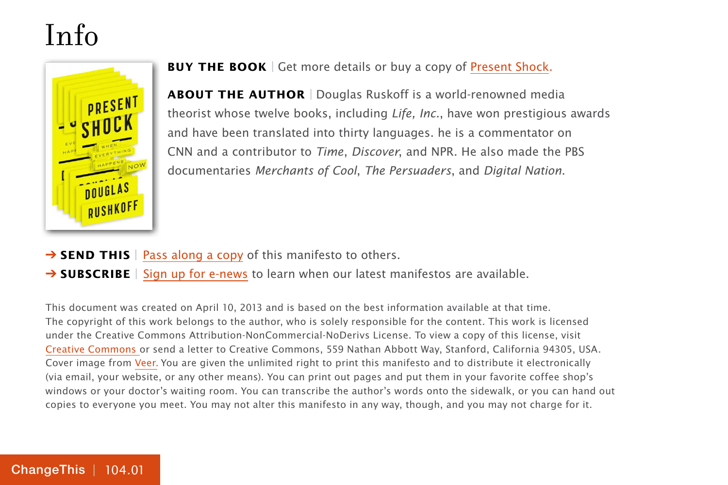# Info

**BUY THE BOOK** | Get more details or buy a copy of Present Shock.

**ABOUT THE AUTHOR** | Douglas Ruskoff is a world-renowned media theorist whose twelve books, including *Life, Inc.*, have won prestigious awards and have been translated into thirty languages. he is a commentator on CNN and a contributor to *Time*, *Discover*, and NPR. He also made the PBS documentaries *Merchants of Cool*, *The Persuaders*, and *Digital Nation*.

➔ **SEND THIS** | Pass along a copy of this manifesto to others.

➔ **SUBSCRIBE** | Sign up for e-news to learn when our latest manifestos are available.

This document was created on April 10, 2013 and is based on the best information available at that time. The copyright of this work belongs to the author, who is solely responsible for the content. This work is licensed under the Creative Commons Attribution-NonCommercial-NoDerivs License. To view a copy of this license, visit Creative Commons or send a letter to Creative Commons, 559 Nathan Abbott Way, Stanford, California 94305, USA. Cover image from Veer. You are given the unlimited right to print this manifesto and to distribute it electronically (via email, your website, or any other means). You can print out pages and put them in your favorite coffee shop's windows or your doctor's waiting room. You can transcribe the author's words onto the sidewalk, or you can hand out copies to everyone you meet. You may not alter this manifesto in any way, though, and you may not charge for it.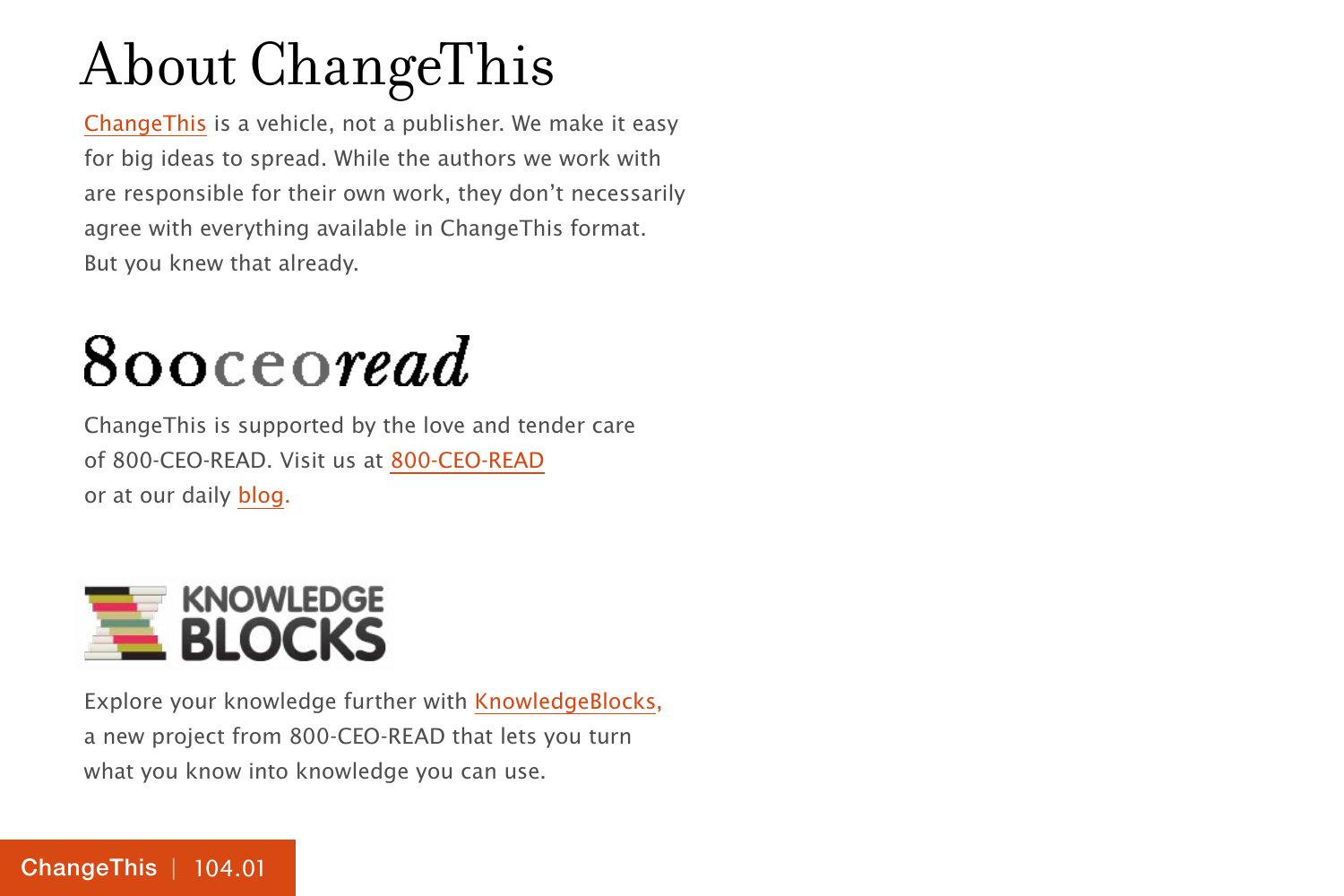# About ChangeThis

ChangeThis is a vehicle, not a publisher. We make it easy for big ideas to spread. While the authors we work with are responsible for their own work, they don't necessarily agree with everything available in ChangeThis format. But you knew that already.

800ceoread

ChangeThis is supported by the love and tender care of 800-CEO-READ. Visit us at 800-CEO-READ or at our daily blog.

KNOWLEDGE BLOCKS

Explore your knowledge further with KnowledgeBlocks, a new project from 800-CEO-READ that lets you turn what you know into knowledge you can use.